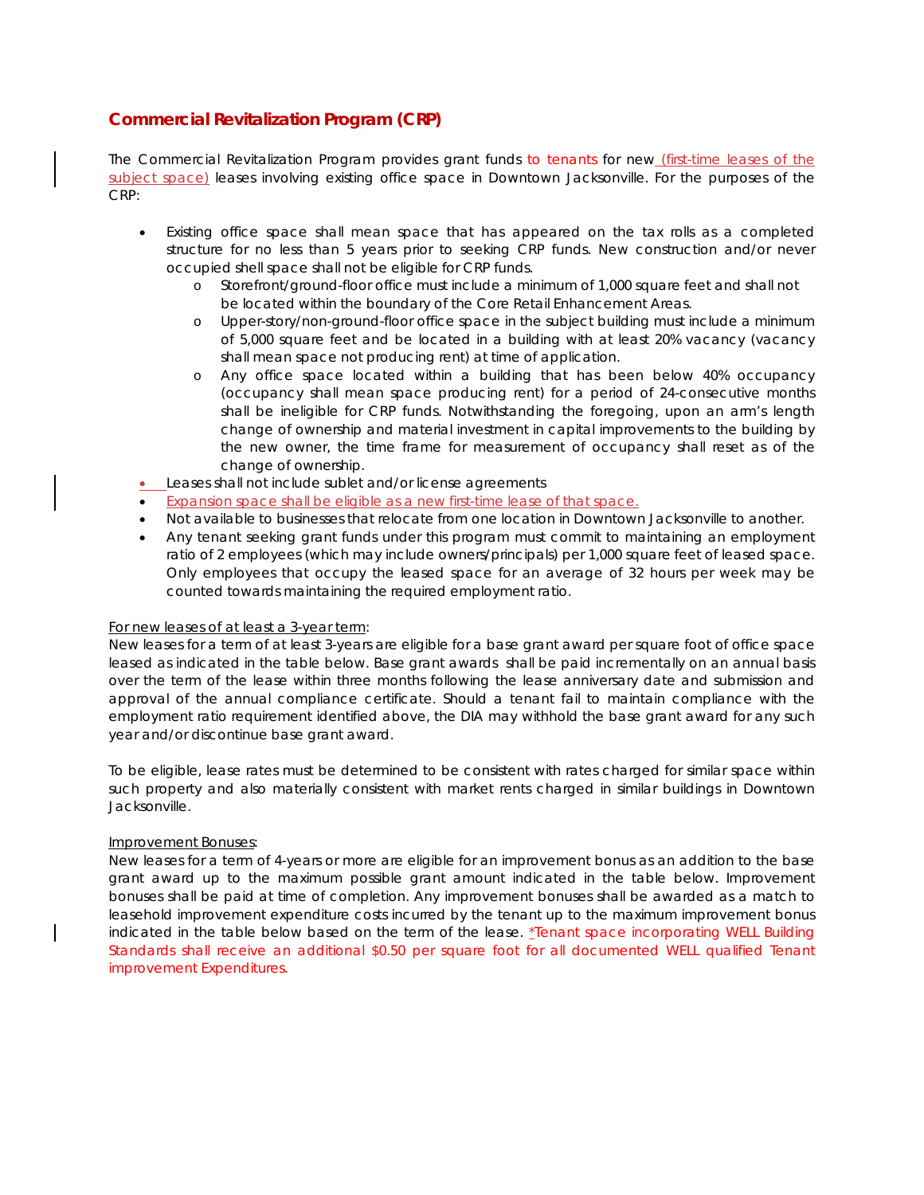## Commercial Revitalization Program (CRP)

The Commercial Revitalization Program provides grant funds to tenants for new (first-time leases of the subject space) leases involving existing office space in Downtown Jacksonville. For the purposes of the CRP:

- Existing office space shall mean space that has appeared on the tax rolls as a completed structure for no less than 5 years prior to seeking CRP funds. New construction and/or never occupied shell space shall not be eligible for CRP funds.
  - Storefront/ground-floor office must include a minimum of 1,000 square feet and shall not be located within the boundary of the Core Retail Enhancement Areas.
  - Upper-story/non-ground-floor office space in the subject building must include a minimum of 5,000 square feet and be located in a building with at least 20% vacancy (vacancy shall mean space not producing rent) at time of application.
  - Any office space located within a building that has been below 40% occupancy (occupancy shall mean space producing rent) for a period of 24-consecutive months shall be ineligible for CRP funds. Notwithstanding the foregoing, upon an arm's length change of ownership and material investment in capital improvements to the building by the new owner, the time frame for measurement of occupancy shall reset as of the change of ownership.
- Leases shall not include sublet and/or license agreements
- Expansion space shall be eligible as a new first-time lease of that space.
- Not available to businesses that relocate from one location in Downtown Jacksonville to another.
- Any tenant seeking grant funds under this program must commit to maintaining an employment ratio of 2 employees (which may include owners/principals) per 1,000 square feet of leased space. Only employees that occupy the leased space for an average of 32 hours per week may be counted towards maintaining the required employment ratio.

For new leases of at least a 3-year term:

New leases for a term of at least 3-years are eligible for a base grant award per square foot of office space leased as indicated in the table below. Base grant awards shall be paid incrementally on an annual basis over the term of the lease within three months following the lease anniversary date and submission and approval of the annual compliance certificate. Should a tenant fail to maintain compliance with the employment ratio requirement identified above, the DIA may withhold the base grant award for any such year and/or discontinue base grant award.

To be eligible, lease rates must be determined to be consistent with rates charged for similar space within such property and also materially consistent with market rents charged in similar buildings in Downtown Jacksonville.

Improvement Bonuses:

New leases for a term of 4-years or more are eligible for an improvement bonus as an addition to the base grant award up to the maximum possible grant amount indicated in the table below. Improvement bonuses shall be paid at time of completion. Any improvement bonuses shall be awarded as a match to leasehold improvement expenditure costs incurred by the tenant up to the maximum improvement bonus indicated in the table below based on the term of the lease. *Tenant space incorporating WELL Building Standards shall receive an additional $0.50 per square foot for all documented WELL qualified Tenant improvement Expenditures.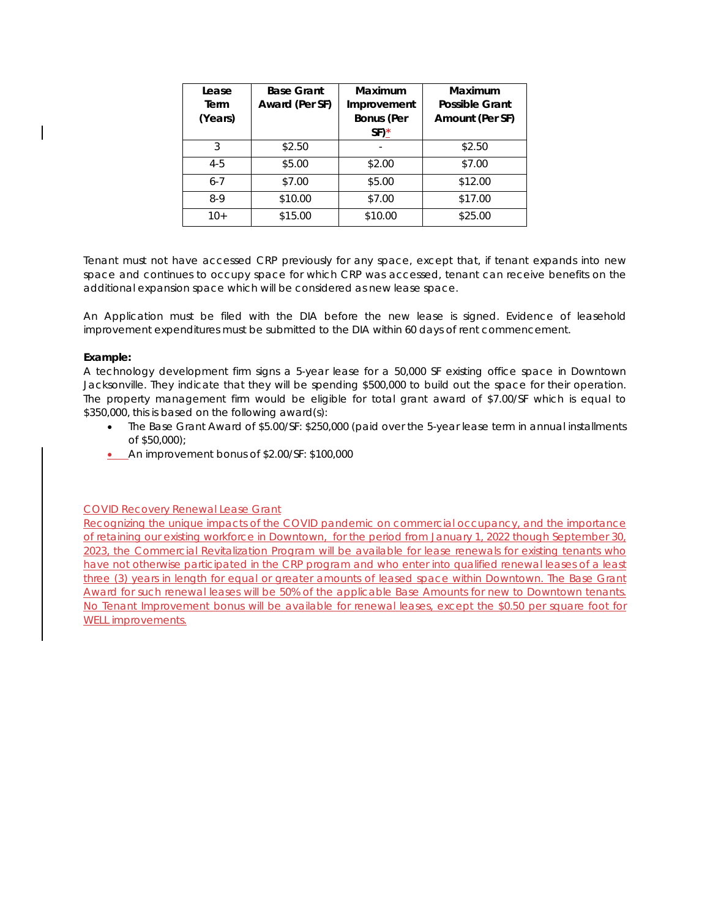| Lease Term (Years) | Base Grant Award (Per SF) | Maximum Improvement Bonus (Per SF)* | Maximum Possible Grant Amount (Per SF) |
|---|---|---|---|
| 3 | $2.50 | - | $2.50 |
| 4-5 | $5.00 | $2.00 | $7.00 |
| 6-7 | $7.00 | $5.00 | $12.00 |
| 8-9 | $10.00 | $7.00 | $17.00 |
| 10+ | $15.00 | $10.00 | $25.00 |

Tenant must not have accessed CRP previously for any space, except that, if tenant expands into new space and continues to occupy space for which CRP was accessed, tenant can receive benefits on the additional expansion space which will be considered as new lease space.

An Application must be filed with the DIA before the new lease is signed. Evidence of leasehold improvement expenditures must be submitted to the DIA within 60 days of rent commencement.

**Example:**
A technology development firm signs a 5-year lease for a 50,000 SF existing office space in Downtown Jacksonville. They indicate that they will be spending $500,000 to build out the space for their operation. The property management firm would be eligible for total grant award of $7.00/SF which is equal to $350,000, this is based on the following award(s):

- The Base Grant Award of $5.00/SF: $250,000 (paid over the 5-year lease term in annual installments of $50,000);
- An improvement bonus of $2.00/SF: $100,000

COVID Recovery Renewal Lease Grant

Recognizing the unique impacts of the COVID pandemic on commercial occupancy, and the importance of retaining our existing workforce in Downtown, for the period from January 1, 2022 though September 30, 2023, the Commercial Revitalization Program will be available for lease renewals for existing tenants who have not otherwise participated in the CRP program and who enter into qualified renewal leases of a least three (3) years in length for equal or greater amounts of leased space within Downtown. The Base Grant Award for such renewal leases will be 50% of the applicable Base Amounts for new to Downtown tenants. No Tenant Improvement bonus will be available for renewal leases, except the $0.50 per square foot for WELL improvements.